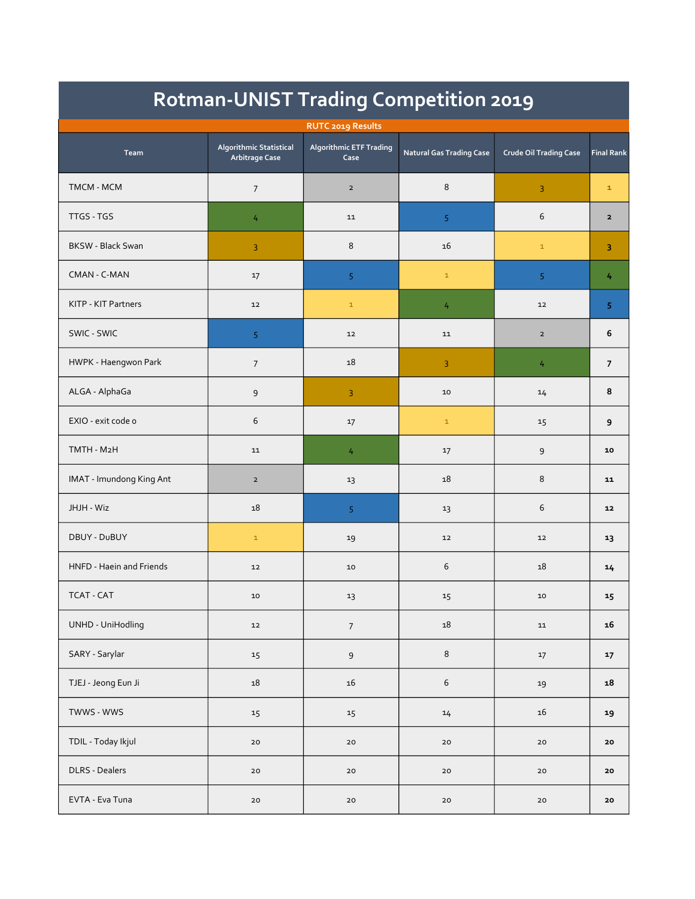# Rotman-UNIST Trading Competition 2019

**RUTC 2019 Results**

| Team | Algorithmic Statistical Arbitrage Case | Algorithmic ETF Trading Case | Natural Gas Trading Case | Crude Oil Trading Case | Final Rank |
|---|---|---|---|---|---|
| TMCM - MCM | 7 | 2 | 8 | 3 | 1 |
| TTGS - TGS | 4 | 11 | 5 | 6 | 2 |
| BKSW - Black Swan | 3 | 8 | 16 | 1 | 3 |
| CMAN - C-MAN | 17 | 5 | 1 | 5 | 4 |
| KITP - KIT Partners | 12 | 1 | 4 | 12 | 5 |
| SWIC - SWIC | 5 | 12 | 11 | 2 | 6 |
| HWPK - Haengwon Park | 7 | 18 | 3 | 4 | 7 |
| ALGA - AlphaGa | 9 | 3 | 10 | 14 | 8 |
| EXIO - exit code 0 | 6 | 17 | 1 | 15 | 9 |
| TMTH - M2H | 11 | 4 | 17 | 9 | 10 |
| IMAT - Imundong King Ant | 2 | 13 | 18 | 8 | 11 |
| JHJH - Wiz | 18 | 5 | 13 | 6 | 12 |
| DBUY - DuBUY | 1 | 19 | 12 | 12 | 13 |
| HNFD - Haein and Friends | 12 | 10 | 6 | 18 | 14 |
| TCAT - CAT | 10 | 13 | 15 | 10 | 15 |
| UNHD - UniHodling | 12 | 7 | 18 | 11 | 16 |
| SARY - Sarylar | 15 | 9 | 8 | 17 | 17 |
| TJEJ - Jeong Eun Ji | 18 | 16 | 6 | 19 | 18 |
| TWWS - WWS | 15 | 15 | 14 | 16 | 19 |
| TDIL - Today Ikjul | 20 | 20 | 20 | 20 | 20 |
| DLRS - Dealers | 20 | 20 | 20 | 20 | 20 |
| EVTA - Eva Tuna | 20 | 20 | 20 | 20 | 20 |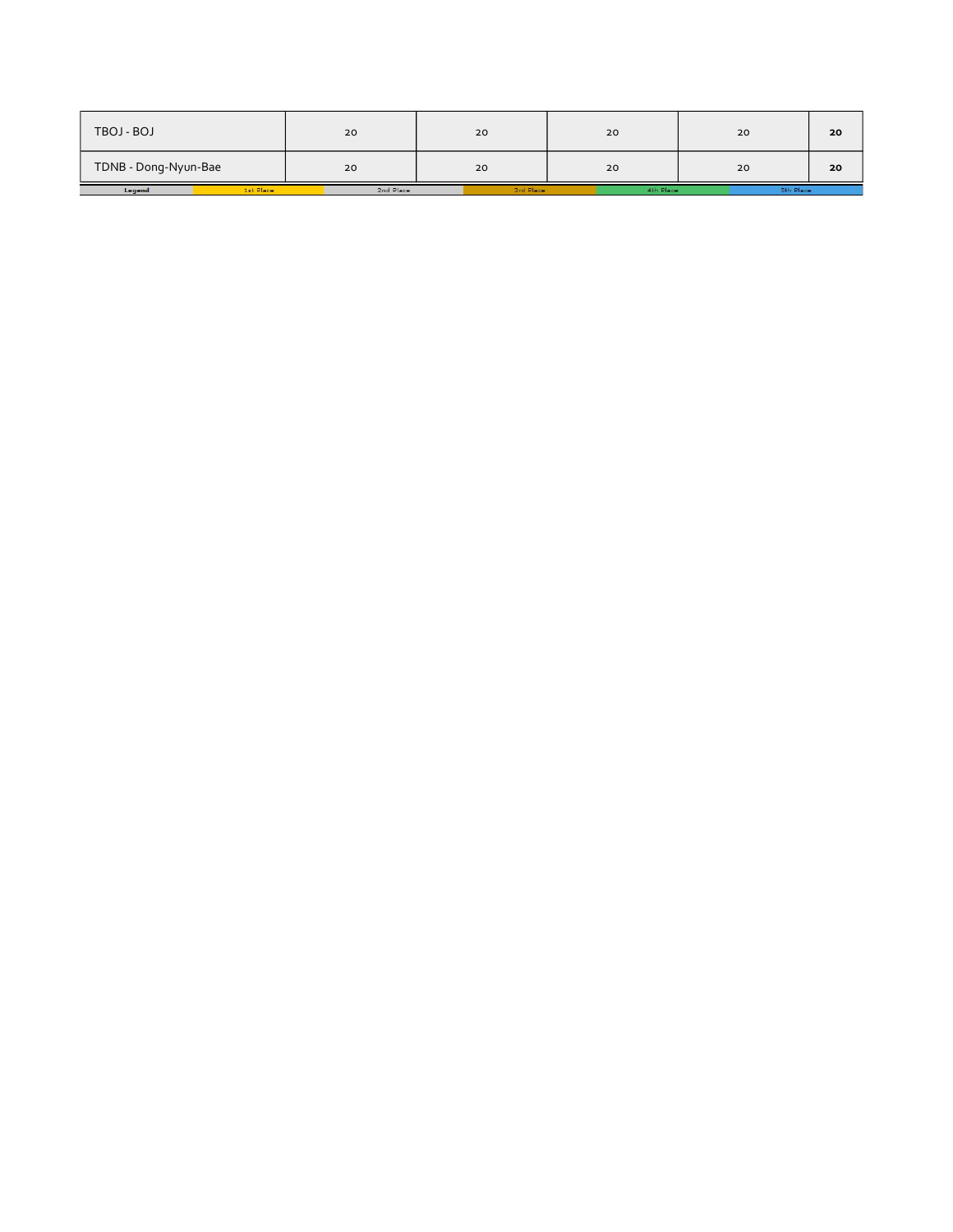| | | | | | |
|---|---|---|---|---|---|
| TBOJ - BOJ | 20 | 20 | 20 | 20 | **20** |
| TDNB - Dong-Nyun-Bae | 20 | 20 | 20 | 20 | **20** |

| Legend | 1st Place | 2nd Place | 3rd Place | 4th Place | 5th Place |
|---|---|---|---|---|---|